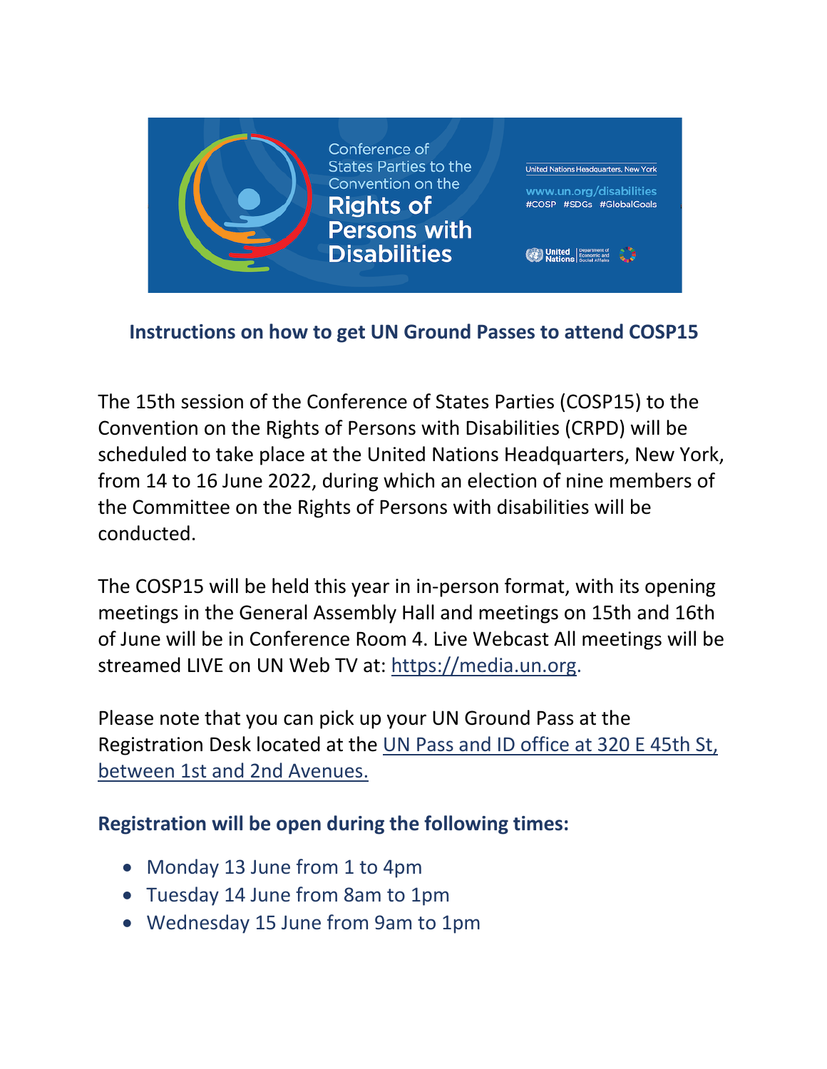Conference of States Parties to the Convention on the Rights of Persons with Disabilities

United Nations Headquarters, New York

www.un.org/disabilities
#COSP #SDGs #GlobalGoals

## Instructions on how to get UN Ground Passes to attend COSP15

The 15th session of the Conference of States Parties (COSP15) to the Convention on the Rights of Persons with Disabilities (CRPD) will be scheduled to take place at the United Nations Headquarters, New York, from 14 to 16 June 2022, during which an election of nine members of the Committee on the Rights of Persons with disabilities will be conducted.

The COSP15 will be held this year in in-person format, with its opening meetings in the General Assembly Hall and meetings on 15th and 16th of June will be in Conference Room 4. Live Webcast All meetings will be streamed LIVE on UN Web TV at: [https://media.un.org](https://media.un.org).

Please note that you can pick up your UN Ground Pass at the Registration Desk located at the UN Pass and ID office at 320 E 45th St, between 1st and 2nd Avenues.

**Registration will be open during the following times:**

- Monday 13 June from 1 to 4pm
- Tuesday 14 June from 8am to 1pm
- Wednesday 15 June from 9am to 1pm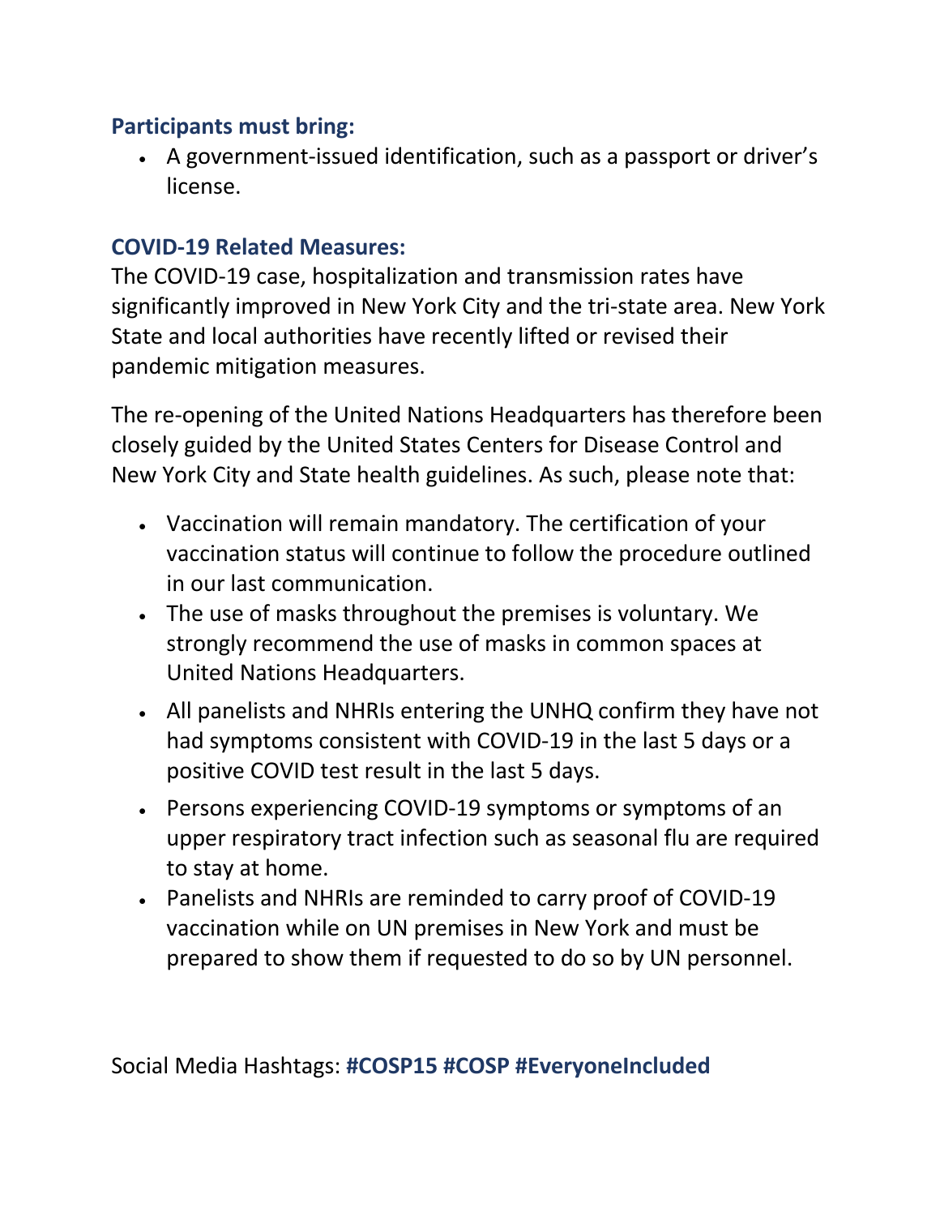### Participants must bring:

- A government-issued identification, such as a passport or driver's license.

### COVID-19 Related Measures:

The COVID-19 case, hospitalization and transmission rates have significantly improved in New York City and the tri-state area. New York State and local authorities have recently lifted or revised their pandemic mitigation measures.

The re-opening of the United Nations Headquarters has therefore been closely guided by the United States Centers for Disease Control and New York City and State health guidelines. As such, please note that:

- Vaccination will remain mandatory. The certification of your vaccination status will continue to follow the procedure outlined in our last communication.
- The use of masks throughout the premises is voluntary. We strongly recommend the use of masks in common spaces at United Nations Headquarters.
- All panelists and NHRIs entering the UNHQ confirm they have not had symptoms consistent with COVID-19 in the last 5 days or a positive COVID test result in the last 5 days.
- Persons experiencing COVID-19 symptoms or symptoms of an upper respiratory tract infection such as seasonal flu are required to stay at home.
- Panelists and NHRIs are reminded to carry proof of COVID-19 vaccination while on UN premises in New York and must be prepared to show them if requested to do so by UN personnel.

Social Media Hashtags: **#COSP15 #COSP #EveryoneIncluded**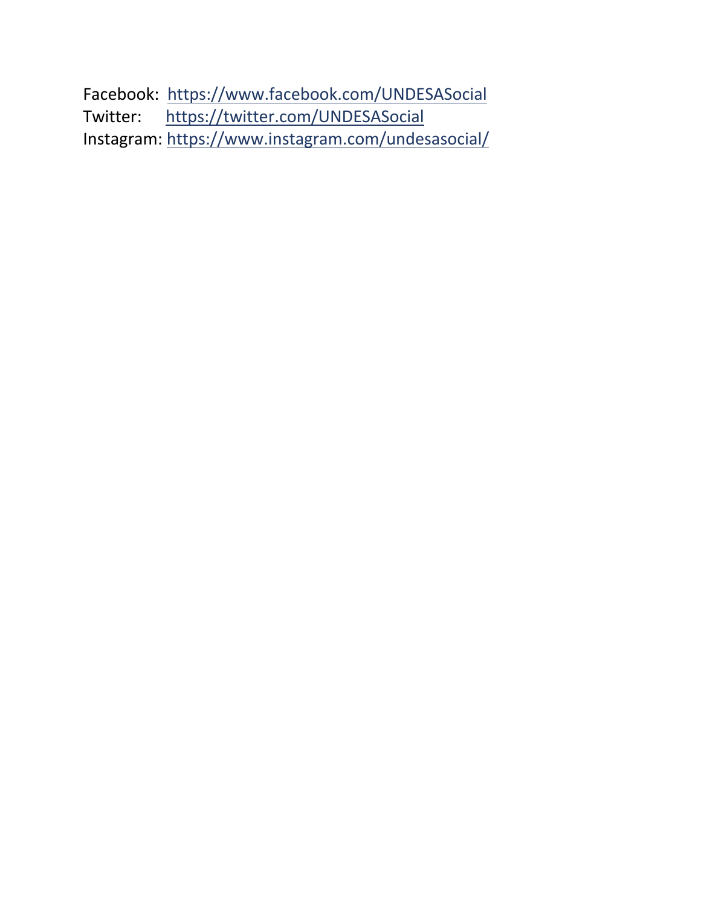Facebook: https://www.facebook.com/UNDESASocial
Twitter: https://twitter.com/UNDESASocial
Instagram: https://www.instagram.com/undesasocial/